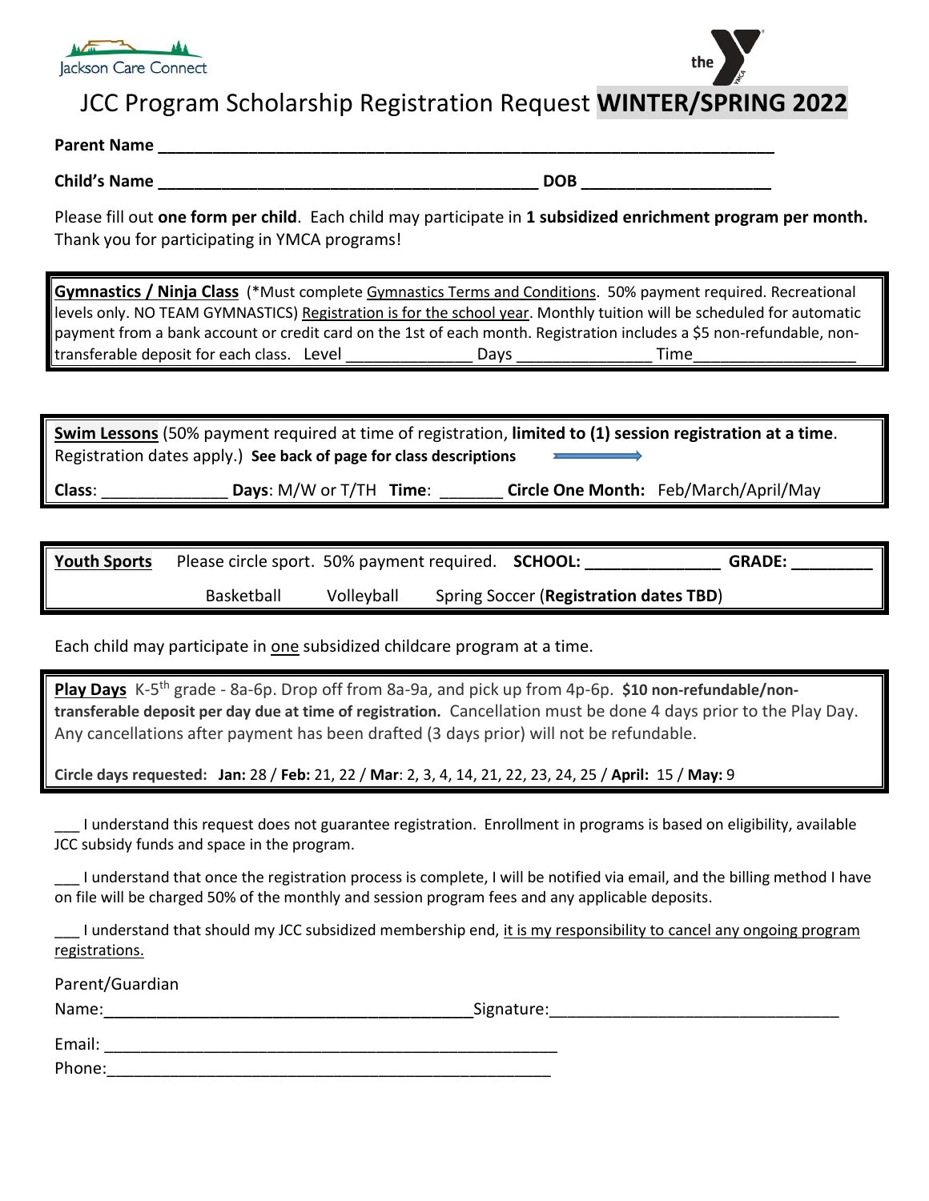Jackson Care Connect

the YMCA

# JCC Program Scholarship Registration Request **WINTER/SPRING 2022**

**Parent Name** ______________________________________________________________________

**Child's Name** ___________________________________________ **DOB** _____________________

Please fill out **one form per child**. Each child may participate in **1 subsidized enrichment program per month.** Thank you for participating in YMCA programs!

**Gymnastics / Ninja Class** (*Must complete Gymnastics Terms and Conditions. 50% payment required. Recreational levels only. NO TEAM GYMNASTICS) Registration is for the school year. Monthly tuition will be scheduled for automatic payment from a bank account or credit card on the 1st of each month. Registration includes a $5 non-refundable, non-transferable deposit for each class. Level ______________ Days _______________ Time__________________

**Swim Lessons** (50% payment required at time of registration, **limited to (1) session registration at a time**. Registration dates apply.) **See back of page for class descriptions** →

**Class**: ______________ **Days**: M/W or T/TH **Time**: _______ **Circle One Month:** Feb/March/April/May

**Youth Sports** Please circle sport. 50% payment required. **SCHOOL:** _______________ **GRADE:** _________

Basketball Volleyball Spring Soccer (**Registration dates TBD**)

Each child may participate in one subsidized childcare program at a time.

**Play Days** K-5th grade - 8a-6p. Drop off from 8a-9a, and pick up from 4p-6p. **$10 non-refundable/non-transferable deposit per day due at time of registration.** Cancellation must be done 4 days prior to the Play Day. Any cancellations after payment has been drafted (3 days prior) will not be refundable.

**Circle days requested: Jan:** 28 / **Feb:** 21, 22 / **Mar**: 2, 3, 4, 14, 21, 22, 23, 24, 25 / **April:** 15 / **May:** 9

___ I understand this request does not guarantee registration. Enrollment in programs is based on eligibility, available JCC subsidy funds and space in the program.

___ I understand that once the registration process is complete, I will be notified via email, and the billing method I have on file will be charged 50% of the monthly and session program fees and any applicable deposits.

___ I understand that should my JCC subsidized membership end, it is my responsibility to cancel any ongoing program registrations.

Parent/Guardian
Name:________________________________________Signature:_______________________________

Email: ___________________________________________________

Phone:___________________________________________________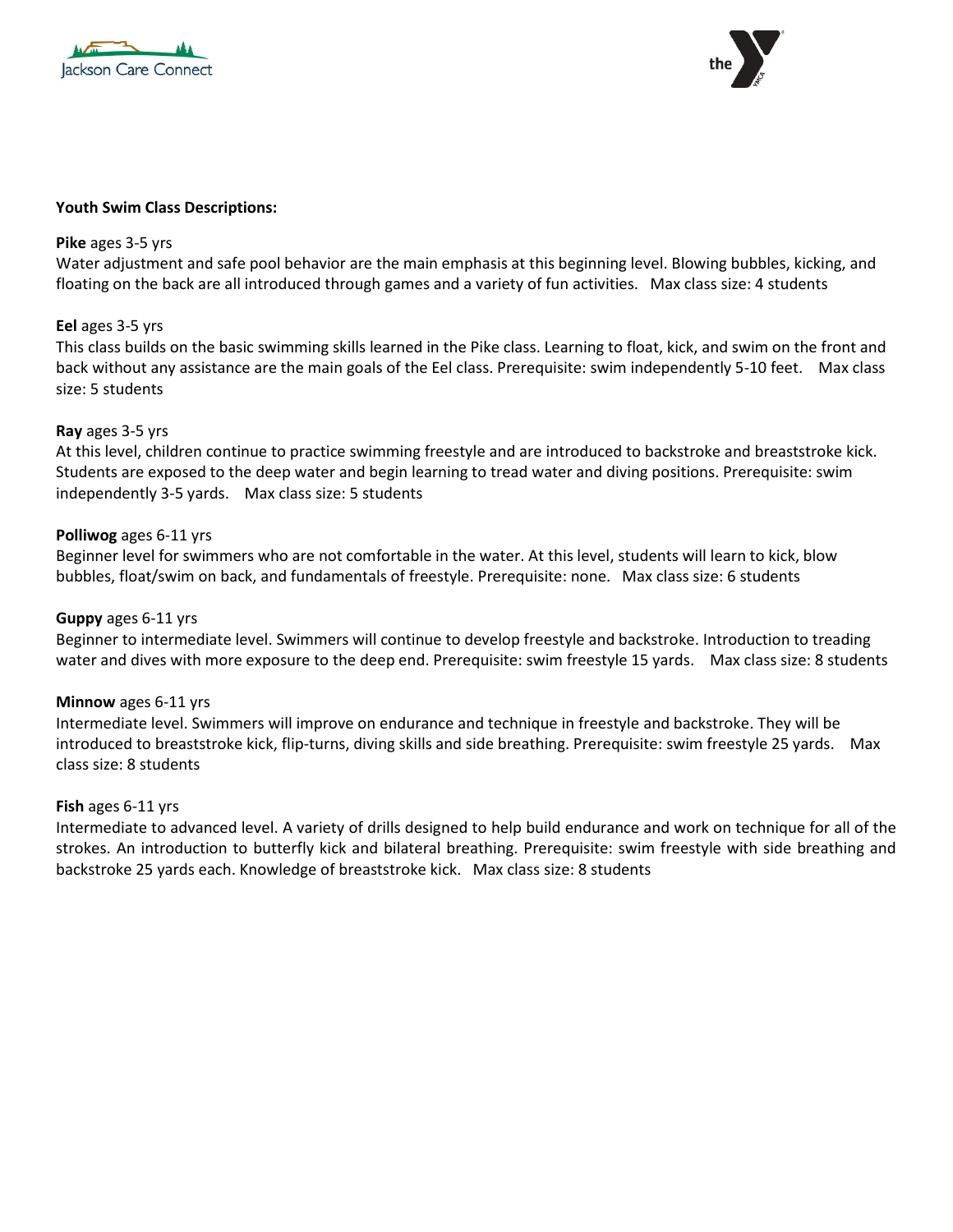**Youth Swim Class Descriptions:**

**Pike** ages 3-5 yrs
Water adjustment and safe pool behavior are the main emphasis at this beginning level. Blowing bubbles, kicking, and floating on the back are all introduced through games and a variety of fun activities. Max class size: 4 students

**Eel** ages 3-5 yrs
This class builds on the basic swimming skills learned in the Pike class. Learning to float, kick, and swim on the front and back without any assistance are the main goals of the Eel class. Prerequisite: swim independently 5-10 feet. Max class size: 5 students

**Ray** ages 3-5 yrs
At this level, children continue to practice swimming freestyle and are introduced to backstroke and breaststroke kick. Students are exposed to the deep water and begin learning to tread water and diving positions. Prerequisite: swim independently 3-5 yards. Max class size: 5 students

**Polliwog** ages 6-11 yrs
Beginner level for swimmers who are not comfortable in the water. At this level, students will learn to kick, blow bubbles, float/swim on back, and fundamentals of freestyle. Prerequisite: none. Max class size: 6 students

**Guppy** ages 6-11 yrs
Beginner to intermediate level. Swimmers will continue to develop freestyle and backstroke. Introduction to treading water and dives with more exposure to the deep end. Prerequisite: swim freestyle 15 yards. Max class size: 8 students

**Minnow** ages 6-11 yrs
Intermediate level. Swimmers will improve on endurance and technique in freestyle and backstroke. They will be introduced to breaststroke kick, flip-turns, diving skills and side breathing. Prerequisite: swim freestyle 25 yards. Max class size: 8 students

**Fish** ages 6-11 yrs
Intermediate to advanced level. A variety of drills designed to help build endurance and work on technique for all of the strokes. An introduction to butterfly kick and bilateral breathing. Prerequisite: swim freestyle with side breathing and backstroke 25 yards each. Knowledge of breaststroke kick. Max class size: 8 students